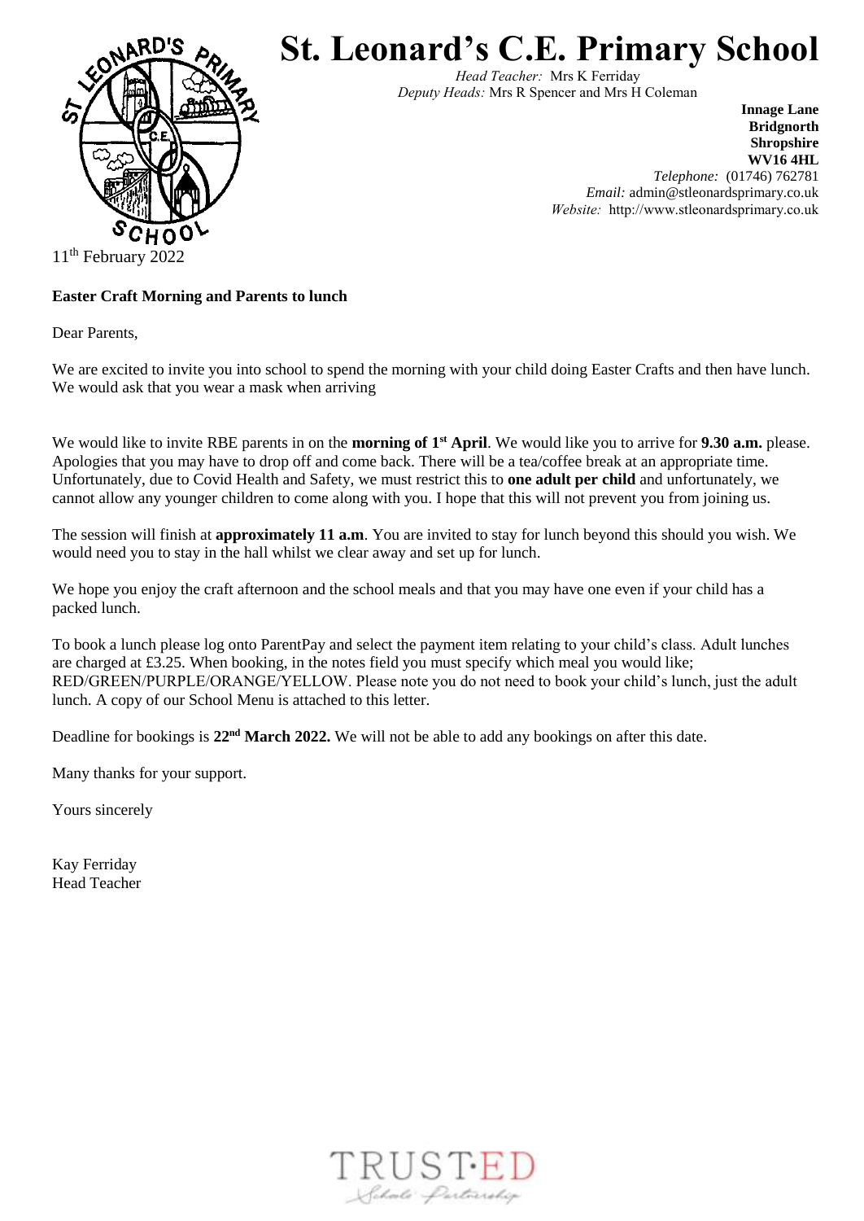# St. Leonard's C.E. Primary School

*Head Teacher:* Mrs K Ferriday
*Deputy Heads:* Mrs R Spencer and Mrs H Coleman

**Innage Lane**
**Bridgnorth**
**Shropshire**
**WV16 4HL**
*Telephone:* (01746) 762781
*Email:* admin@stleonardsprimary.co.uk
*Website:* http://www.stleonardsprimary.co.uk

11th February 2022

**Easter Craft Morning and Parents to lunch**

Dear Parents,

We are excited to invite you into school to spend the morning with your child doing Easter Crafts and then have lunch. We would ask that you wear a mask when arriving

We would like to invite RBE parents in on the **morning of 1st April**. We would like you to arrive for **9.30 a.m.** please. Apologies that you may have to drop off and come back. There will be a tea/coffee break at an appropriate time. Unfortunately, due to Covid Health and Safety, we must restrict this to **one adult per child** and unfortunately, we cannot allow any younger children to come along with you. I hope that this will not prevent you from joining us.

The session will finish at **approximately 11 a.m**. You are invited to stay for lunch beyond this should you wish. We would need you to stay in the hall whilst we clear away and set up for lunch.

We hope you enjoy the craft afternoon and the school meals and that you may have one even if your child has a packed lunch.

To book a lunch please log onto ParentPay and select the payment item relating to your child's class. Adult lunches are charged at £3.25. When booking, in the notes field you must specify which meal you would like; RED/GREEN/PURPLE/ORANGE/YELLOW. Please note you do not need to book your child's lunch, just the adult lunch. A copy of our School Menu is attached to this letter.

Deadline for bookings is **22nd March 2022.** We will not be able to add any bookings on after this date.

Many thanks for your support.

Yours sincerely

Kay Ferriday
Head Teacher

TRUST·ED
Schools Partnership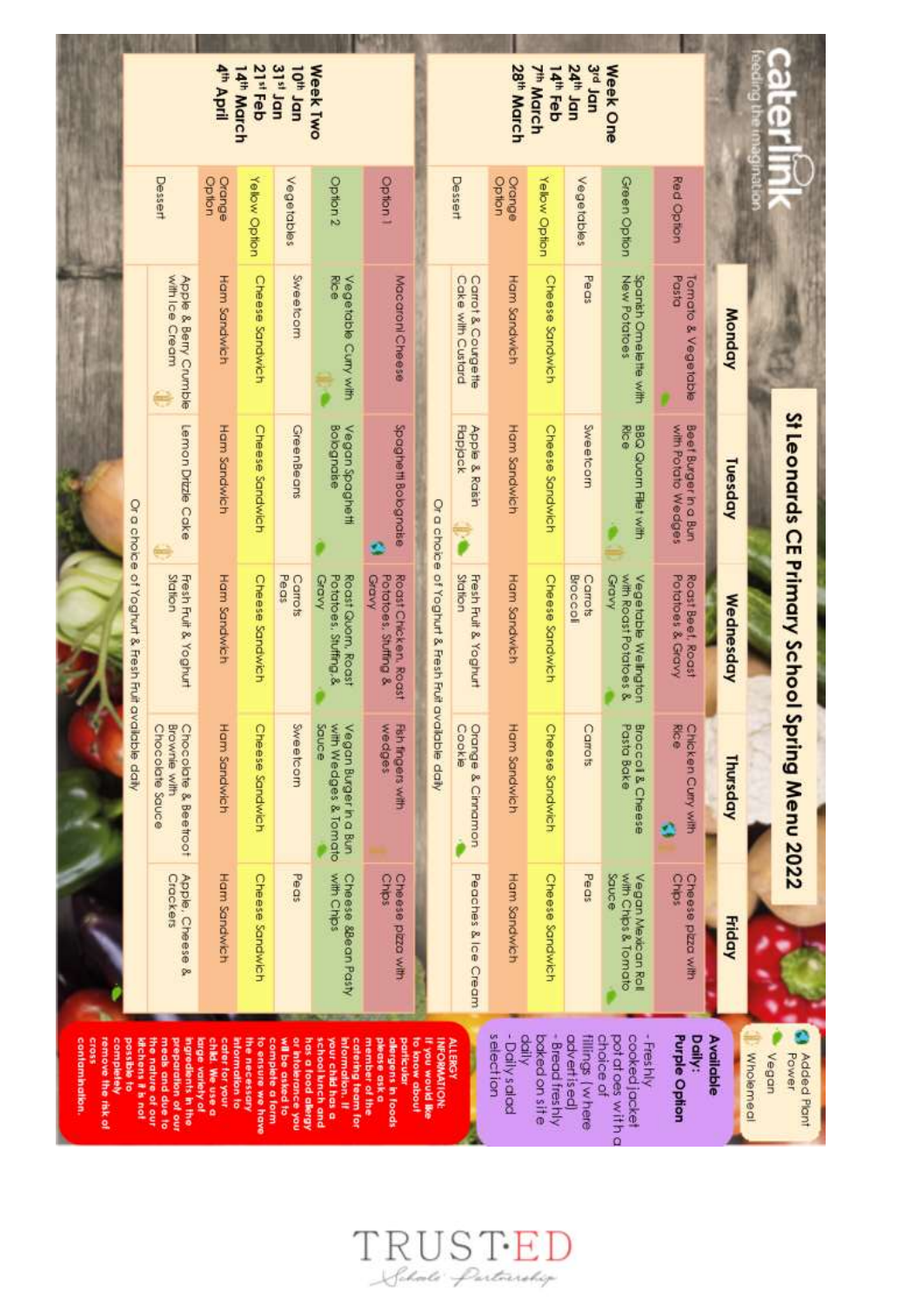caterlink
feeding the imagination

# St Leonards CE Primary School Spring Menu 2022

## Week One
3rd Jan
24th Jan
14th Feb
7th March
28th March

| | Monday | Tuesday | Wednesday | Thursday | Friday |
|---|---|---|---|---|---|
| Red Option | Tomato & Vegetable Pasta | Beef Burger in a Bun with Potato Wedges | Roast Beef, Roast Potatoes & Gravy | Chicken Curry with Rice | Cheese pizza with Chips |
| Green Option | Spanish Omelette with New Potatoes | BBQ Quorn Fillet with Rice | Vegetable Wellington with Roast Potatoes & Gravy | Broccoli & Cheese Pasta Bake | Vegan Mexican Roll with Chips & Tomato Sauce |
| Vegetables | Peas | Sweetcorn | Carrots Broccoli | Carrots | Peas |
| Yellow Option | Cheese Sandwich | Cheese Sandwich | Cheese Sandwich | Cheese Sandwich | Cheese Sandwich |
| Orange Option | Ham Sandwich | Ham Sandwich | Ham Sandwich | Ham Sandwich | Ham Sandwich |
| Dessert | Carrot & Courgette Cake with Custard | Apple & Raisin Flapjack | Fresh Fruit & Yoghurt Station | Orange & Cinnamon Cookie | Peaches & Ice Cream |

Or a choice of Yoghurt & Fresh Fruit available daily

## Week Two
10th Jan
31st Jan
21st Feb
14th March
4th April

| | Monday | Tuesday | Wednesday | Thursday | Friday |
|---|---|---|---|---|---|
| Option 1 | Macaroni Cheese | Spaghetti Bolognaise | Roast Chicken, Roast Potatoes, Stuffing & Gravy | Fish fingers with wedges | Cheese pizza with Chips |
| Option 2 | Vegetable Curry with Rice | Vegan Spaghetti Bolognaise | Roast Quorn, Roast Potatoes, Stuffing & Gravy | Vegan Burger in a Bun with Wedges & Tomato Sauce | Cheese &Bean Pasty with Chips |
| Vegetables | Sweetcorn | GreenBeans | Carrots Peas | Sweetcorn | Peas |
| Yellow Option | Cheese Sandwich | Cheese Sandwich | Cheese Sandwich | Cheese Sandwich | Cheese Sandwich |
| Orange Option | Ham Sandwich | Ham Sandwich | Ham Sandwich | Ham Sandwich | Ham Sandwich |
| Dessert | Apple & Berry Crumble with Ice Cream | Lemon Drizzle Cake | Fresh Fruit & Yoghurt Station | Chocolate & Beetroot Brownie with Chocolate Sauce | Apple, Cheese & Crackers |

Or a choice of Yoghurt & Fresh Fruit available daily

Added Plant Power
Vegan
Wholemeal

**Available Daily:**
**Purple Option**

- Freshly cooked jacket potatoes with a choice of fillings (where advertised)
- Bread freshly baked on site daily
- Daily salad selection

**ALLERGY INFORMATION:** If you would like to know about particular allergens in foods please ask a member of the catering team for information. If your child has a school lunch and has a food allergy or intolerance you will be asked to complete a form to ensure we have the necessary information to cater for your child. We use a large variety of ingredients in the preparation of our meals and due to the nature of our kitchens it is not possible to completely remove the risk of cross contamination.

TRUST·ED
Schools Partnership